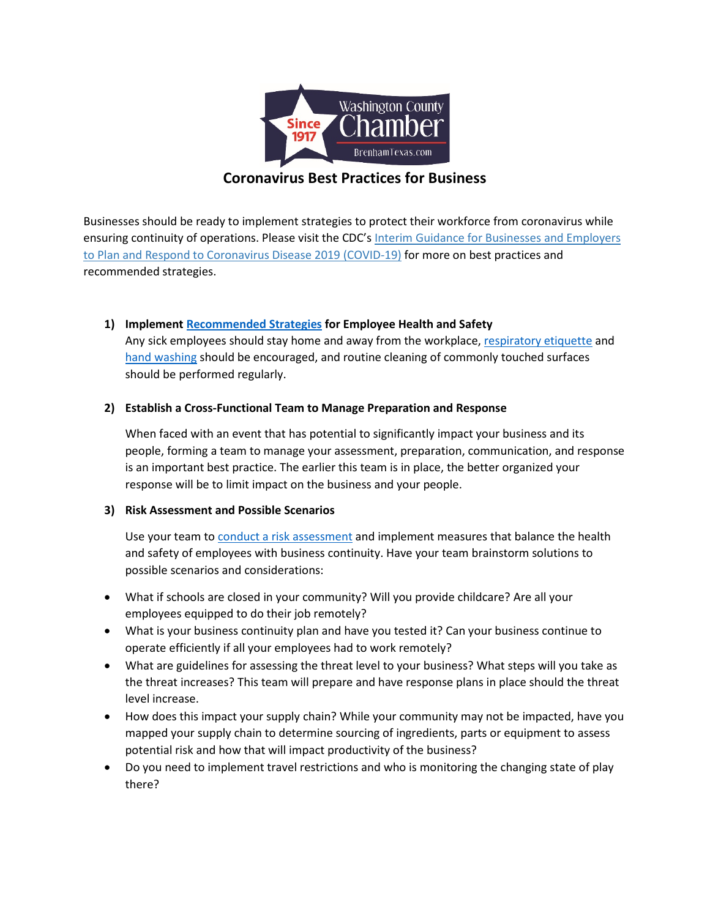Washington County Chamber
Since 1917
BrenhamTexas.com

# Coronavirus Best Practices for Business

Businesses should be ready to implement strategies to protect their workforce from coronavirus while ensuring continuity of operations. Please visit the CDC's Interim Guidance for Businesses and Employers to Plan and Respond to Coronavirus Disease 2019 (COVID-19) for more on best practices and recommended strategies.

**1) Implement Recommended Strategies for Employee Health and Safety**

Any sick employees should stay home and away from the workplace, respiratory etiquette and hand washing should be encouraged, and routine cleaning of commonly touched surfaces should be performed regularly.

**2) Establish a Cross-Functional Team to Manage Preparation and Response**

When faced with an event that has potential to significantly impact your business and its people, forming a team to manage your assessment, preparation, communication, and response is an important best practice. The earlier this team is in place, the better organized your response will be to limit impact on the business and your people.

**3) Risk Assessment and Possible Scenarios**

Use your team to conduct a risk assessment and implement measures that balance the health and safety of employees with business continuity. Have your team brainstorm solutions to possible scenarios and considerations:

- What if schools are closed in your community? Will you provide childcare? Are all your employees equipped to do their job remotely?
- What is your business continuity plan and have you tested it? Can your business continue to operate efficiently if all your employees had to work remotely?
- What are guidelines for assessing the threat level to your business? What steps will you take as the threat increases? This team will prepare and have response plans in place should the threat level increase.
- How does this impact your supply chain? While your community may not be impacted, have you mapped your supply chain to determine sourcing of ingredients, parts or equipment to assess potential risk and how that will impact productivity of the business?
- Do you need to implement travel restrictions and who is monitoring the changing state of play there?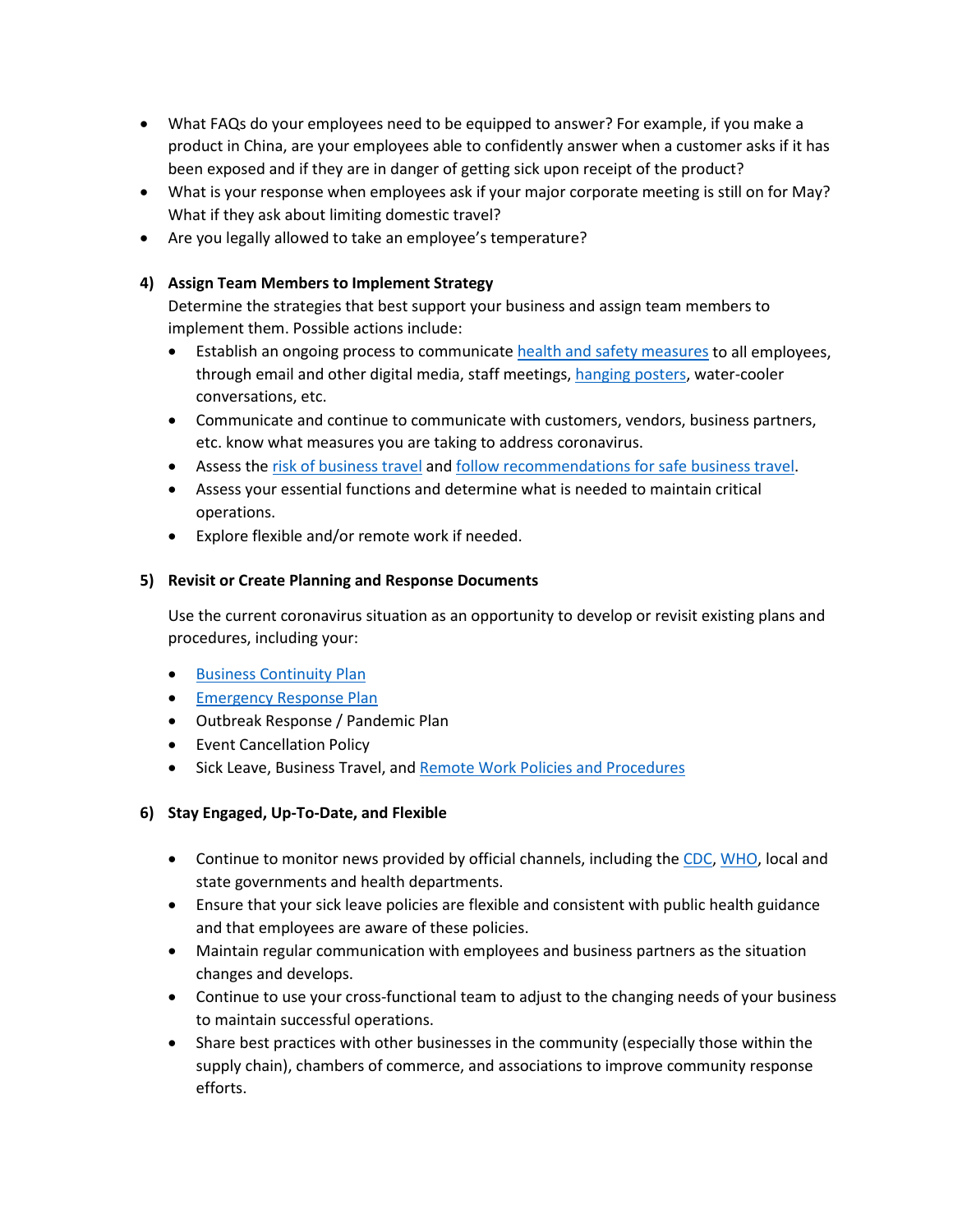- What FAQs do your employees need to be equipped to answer? For example, if you make a product in China, are your employees able to confidently answer when a customer asks if it has been exposed and if they are in danger of getting sick upon receipt of the product?
- What is your response when employees ask if your major corporate meeting is still on for May? What if they ask about limiting domestic travel?
- Are you legally allowed to take an employee's temperature?

**4) Assign Team Members to Implement Strategy**

Determine the strategies that best support your business and assign team members to implement them. Possible actions include:

- Establish an ongoing process to communicate health and safety measures to all employees, through email and other digital media, staff meetings, hanging posters, water-cooler conversations, etc.
- Communicate and continue to communicate with customers, vendors, business partners, etc. know what measures you are taking to address coronavirus.
- Assess the risk of business travel and follow recommendations for safe business travel.
- Assess your essential functions and determine what is needed to maintain critical operations.
- Explore flexible and/or remote work if needed.

**5) Revisit or Create Planning and Response Documents**

Use the current coronavirus situation as an opportunity to develop or revisit existing plans and procedures, including your:

- Business Continuity Plan
- Emergency Response Plan
- Outbreak Response / Pandemic Plan
- Event Cancellation Policy
- Sick Leave, Business Travel, and Remote Work Policies and Procedures

**6) Stay Engaged, Up-To-Date, and Flexible**

- Continue to monitor news provided by official channels, including the CDC, WHO, local and state governments and health departments.
- Ensure that your sick leave policies are flexible and consistent with public health guidance and that employees are aware of these policies.
- Maintain regular communication with employees and business partners as the situation changes and develops.
- Continue to use your cross-functional team to adjust to the changing needs of your business to maintain successful operations.
- Share best practices with other businesses in the community (especially those within the supply chain), chambers of commerce, and associations to improve community response efforts.